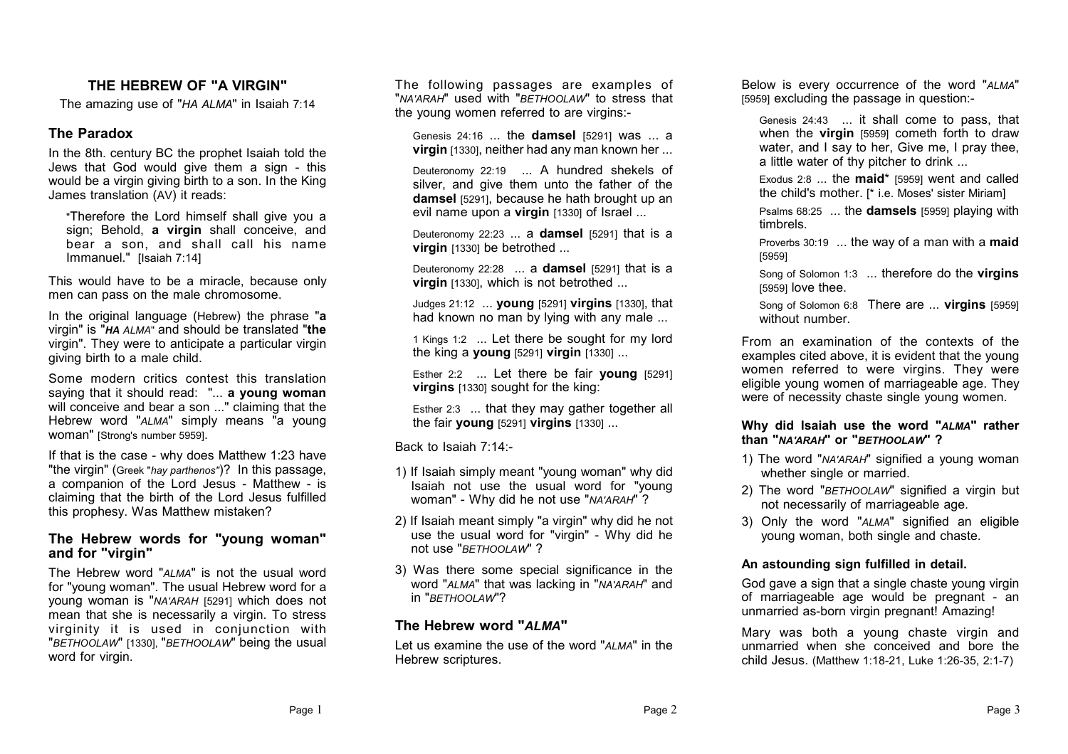## THE HEBREW OF "A VIRGIN"

The amazing use of "*HA ALMA*" in Isaiah 7:14

### The Paradox

In the 8th. century BC the prophet Isaiah told the Jews that God would give them a sign - this would be a virgin giving birth to a son. In the King James translation (AV) it reads:

> "Therefore the Lord himself shall give you a sign; Behold, **a virgin** shall conceive, and bear a son, and shall call his name Immanuel." [Isaiah 7:14]

This would have to be a miracle, because only men can pass on the male chromosome.

In the original language (Hebrew) the phrase "**a** virgin" is "***HA*** *ALMA*" and should be translated "**the** virgin". They were to anticipate a particular virgin giving birth to a male child.

Some modern critics contest this translation saying that it should read: "... **a young woman** will conceive and bear a son ..." claiming that the Hebrew word "*ALMA*" simply means "a young woman" [Strong's number 5959].

If that is the case - why does Matthew 1:23 have "the virgin" (Greek "*hay parthenos*")? In this passage, a companion of the Lord Jesus - Matthew - is claiming that the birth of the Lord Jesus fulfilled this prophesy. Was Matthew mistaken?

### The Hebrew words for "young woman" and for "virgin"

The Hebrew word "*ALMA*" is not the usual word for "young woman". The usual Hebrew word for a young woman is "*NA'ARAH* [5291] which does not mean that she is necessarily a virgin. To stress virginity it is used in conjunction with "*BETHOOLAW*" [1330], "*BETHOOLAW*" being the usual word for virgin.

The following passages are examples of "*NA'ARAH*" used with "*BETHOOLAW*" to stress that the young women referred to are virgins:-

> Genesis 24:16 ... the **damsel** [5291] was ... a **virgin** [1330], neither had any man known her ...
>
> Deuteronomy 22:19 ... A hundred shekels of silver, and give them unto the father of the **damsel** [5291], because he hath brought up an evil name upon a **virgin** [1330] of Israel ...
>
> Deuteronomy 22:23 ... a **damsel** [5291] that is a **virgin** [1330] be betrothed ...
>
> Deuteronomy 22:28 ... a **damsel** [5291] that is a **virgin** [1330], which is not betrothed ...
>
> Judges 21:12 ... **young** [5291] **virgins** [1330], that had known no man by lying with any male ...
>
> 1 Kings 1:2 ... Let there be sought for my lord the king a **young** [5291] **virgin** [1330] ...
>
> Esther 2:2 ... Let there be fair **young** [5291] **virgins** [1330] sought for the king:
>
> Esther 2:3 ... that they may gather together all the fair **young** [5291] **virgins** [1330] ...

Back to Isaiah 7:14:-

1) If Isaiah simply meant "young woman" why did Isaiah not use the usual word for "young woman" - Why did he not use "*NA'ARAH*" ?
2) If Isaiah meant simply "a virgin" why did he not use the usual word for "virgin" - Why did he not use "*BETHOOLAW*" ?
3) Was there some special significance in the word "*ALMA*" that was lacking in "*NA'ARAH*" and in "*BETHOOLAW*"?

### The Hebrew word "*ALMA*"

Let us examine the use of the word "*ALMA*" in the Hebrew scriptures.

Below is every occurrence of the word "*ALMA*" [5959] excluding the passage in question:-

> Genesis 24:43 ... it shall come to pass, that when the **virgin** [5959] cometh forth to draw water, and I say to her, Give me, I pray thee, a little water of thy pitcher to drink ...
>
> Exodus 2:8 ... the **maid*** [5959] went and called the child's mother. [* i.e. Moses' sister Miriam]
>
> Psalms 68:25 ... the **damsels** [5959] playing with timbrels.
>
> Proverbs 30:19 ... the way of a man with a **maid** [5959]
>
> Song of Solomon 1:3 ... therefore do the **virgins** [5959] love thee.
>
> Song of Solomon 6:8 There are ... **virgins** [5959] without number.

From an examination of the contexts of the examples cited above, it is evident that the young women referred to were virgins. They were eligible young women of marriageable age. They were of necessity chaste single young women.

#### Why did Isaiah use the word "*ALMA*" rather than "*NA'ARAH*" or "*BETHOOLAW*" ?

1) The word "*NA'ARAH*" signified a young woman whether single or married.
2) The word "*BETHOOLAW*" signified a virgin but not necessarily of marriageable age.
3) Only the word "*ALMA*" signified an eligible young woman, both single and chaste.

#### An astounding sign fulfilled in detail.

God gave a sign that a single chaste young virgin of marriageable age would be pregnant - an unmarried as-born virgin pregnant! Amazing!

Mary was both a young chaste virgin and unmarried when she conceived and bore the child Jesus. (Matthew 1:18-21, Luke 1:26-35, 2:1-7)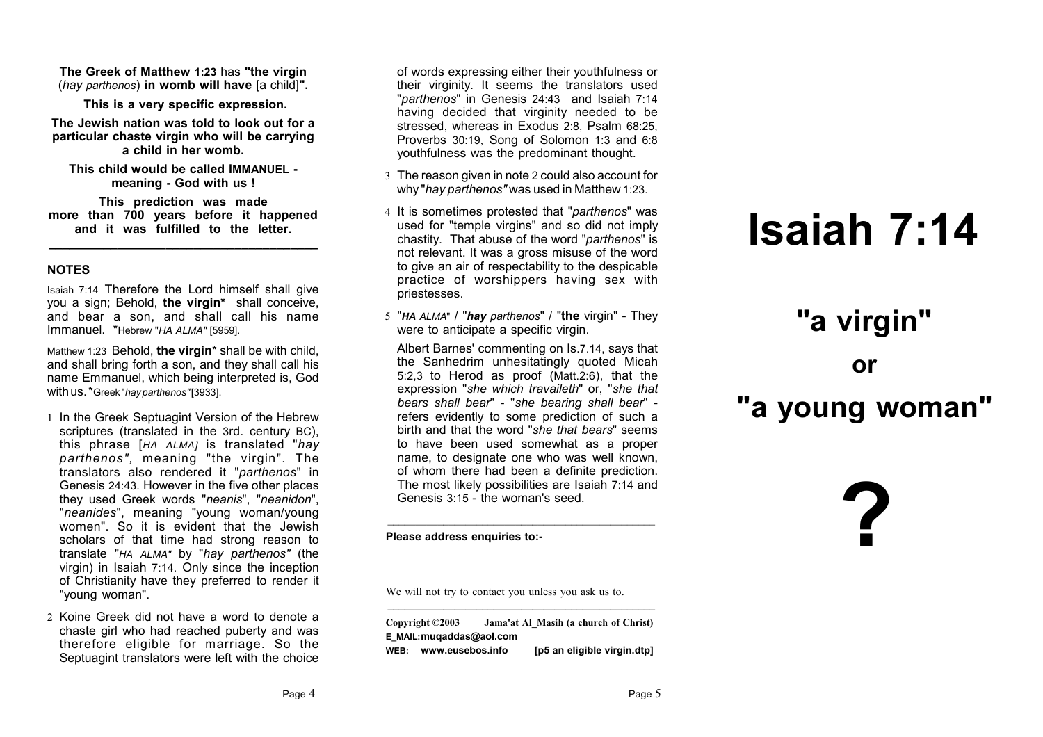**The Greek of Matthew 1:23 has "the virgin (*hay parthenos*) in womb will have [a child]".**

**This is a very specific expression.**

**The Jewish nation was told to look out for a particular chaste virgin who will be carrying a child in her womb.**

**This child would be called IMMANUEL - meaning - God with us !**

**This prediction was made more than 700 years before it happened and it was fulfilled to the letter.**

---

## NOTES

Isaiah 7:14 Therefore the Lord himself shall give you a sign; Behold, **the virgin*** shall conceive, and bear a son, and shall call his name Immanuel. *Hebrew "*HA ALMA"* [5959].

Matthew 1:23 Behold, **the virgin*** shall be with child, and shall bring forth a son, and they shall call his name Emmanuel, which being interpreted is, God with us. *Greek "*hay parthenos"* [3933].

1 In the Greek Septuagint Version of the Hebrew scriptures (translated in the 3rd. century BC), this phrase [*HA ALMA]* is translated "*hay parthenos",* meaning "the virgin". The translators also rendered it "*parthenos*" in Genesis 24:43. However in the five other places they used Greek words "*neanis*", "*neanidon*", "*neanides*", meaning "young woman/young women". So it is evident that the Jewish scholars of that time had strong reason to translate "*HA ALMA"* by "*hay parthenos"* (the virgin) in Isaiah 7:14. Only since the inception of Christianity have they preferred to render it "young woman".

2 Koine Greek did not have a word to denote a chaste girl who had reached puberty and was therefore eligible for marriage. So the Septuagint translators were left with the choice of words expressing either their youthfulness or their virginity. It seems the translators used "*parthenos*" in Genesis 24:43 and Isaiah 7:14 having decided that virginity needed to be stressed, whereas in Exodus 2:8, Psalm 68:25, Proverbs 30:19, Song of Solomon 1:3 and 6:8 youthfulness was the predominant thought.

3 The reason given in note 2 could also account for why "*hay parthenos"* was used in Matthew 1:23.

4 It is sometimes protested that "*parthenos*" was used for "temple virgins" and so did not imply chastity. That abuse of the word "*parthenos*" is not relevant. It was a gross misuse of the word to give an air of respectability to the despicable practice of worshippers having sex with priestesses.

5 "***HA** ALMA*" / "***hay** parthenos*" / "**the** virgin" - They were to anticipate a specific virgin.

Albert Barnes' commenting on Is.7.14, says that the Sanhedrim unhesitatingly quoted Micah 5:2,3 to Herod as proof (Matt.2:6), that the expression "*she which travaileth*" or, "*she that bears shall bear*" - "*she bearing shall bear*" - refers evidently to some prediction of such a birth and that the word "*she that bears*" seems to have been used somewhat as a proper name, to designate one who was well known, of whom there had been a definite prediction. The most likely possibilities are Isaiah 7:14 and Genesis 3:15 - the woman's seed.

---

**Please address enquiries to:-**

We will not try to contact you unless you ask us to.

---

**Copyright ©2003 Jama'at Al_Masih (a church of Christ)**
**E_MAIL: muqaddas@aol.com**
**WEB: www.eusebos.info [p5 an eligible virgin.dtp]**

# Isaiah 7:14

## "a virgin"

## or

## "a young woman"

# ?